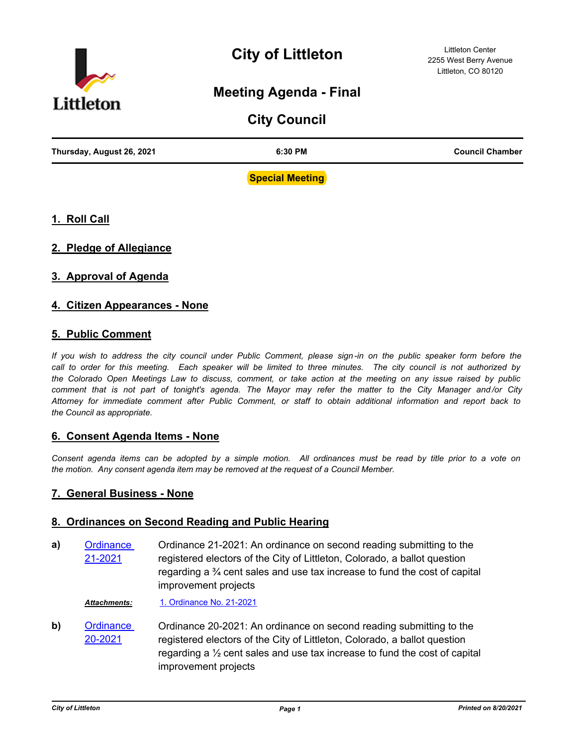# City of Littleton

Littleton Center
2255 West Berry Avenue
Littleton, CO 80120

## Meeting Agenda - Final

## City Council

| Thursday, August 26, 2021 | 6:30 PM | Council Chamber |
|---|---|---|

**Special Meeting**

## 1. Roll Call

## 2. Pledge of Allegiance

## 3. Approval of Agenda

## 4. Citizen Appearances - None

## 5. Public Comment

*If you wish to address the city council under Public Comment, please sign-in on the public speaker form before the call to order for this meeting. Each speaker will be limited to three minutes. The city council is not authorized by the Colorado Open Meetings Law to discuss, comment, or take action at the meeting on any issue raised by public comment that is not part of tonight's agenda. The Mayor may refer the matter to the City Manager and/or City Attorney for immediate comment after Public Comment, or staff to obtain additional information and report back to the Council as appropriate.*

## 6. Consent Agenda Items - None

*Consent agenda items can be adopted by a simple motion. All ordinances must be read by title prior to a vote on the motion. Any consent agenda item may be removed at the request of a Council Member.*

## 7. General Business - None

## 8. Ordinances on Second Reading and Public Hearing

**a)** Ordinance 21-2021 — Ordinance 21-2021: An ordinance on second reading submitting to the registered electors of the City of Littleton, Colorado, a ballot question regarding a ¾ cent sales and use tax increase to fund the cost of capital improvement projects

***Attachments:*** 1. Ordinance No. 21-2021

**b)** Ordinance 20-2021 — Ordinance 20-2021: An ordinance on second reading submitting to the registered electors of the City of Littleton, Colorado, a ballot question regarding a ½ cent sales and use tax increase to fund the cost of capital improvement projects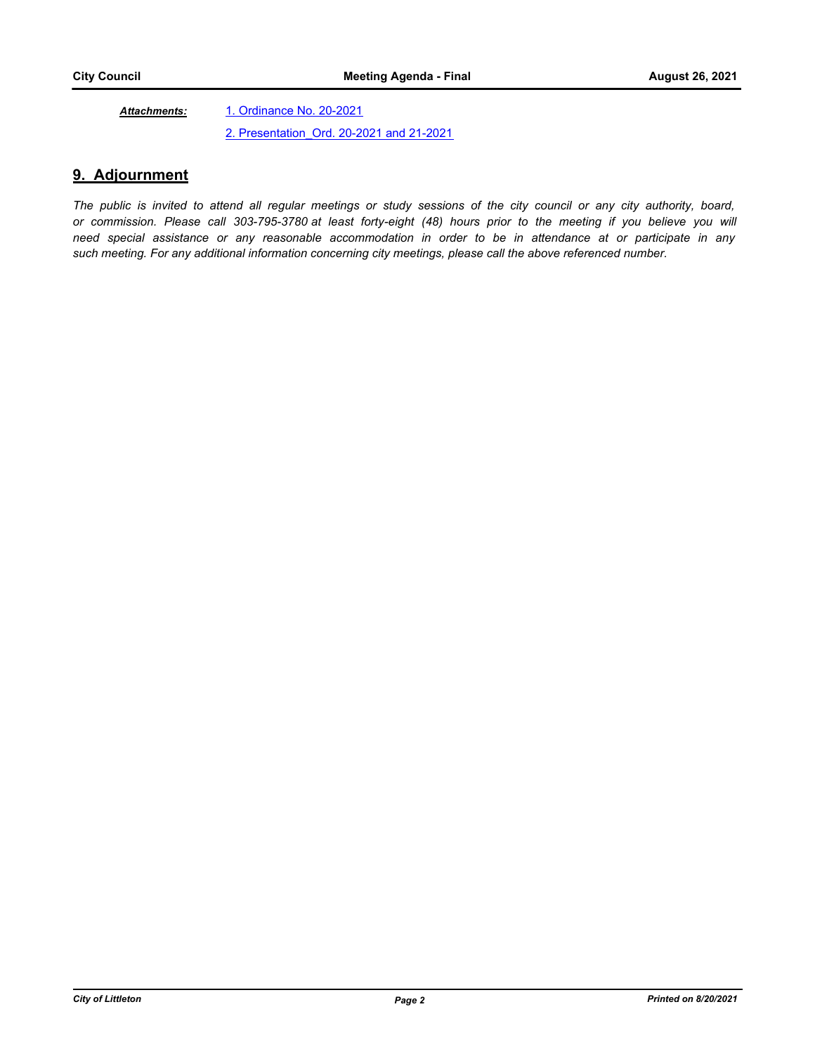***Attachments:*** 1. Ordinance No. 20-2021

2. Presentation_Ord. 20-2021 and 21-2021

## 9. Adjournment

*The public is invited to attend all regular meetings or study sessions of the city council or any city authority, board, or commission. Please call 303-795-3780 at least forty-eight (48) hours prior to the meeting if you believe you will need special assistance or any reasonable accommodation in order to be in attendance at or participate in any such meeting. For any additional information concerning city meetings, please call the above referenced number.*